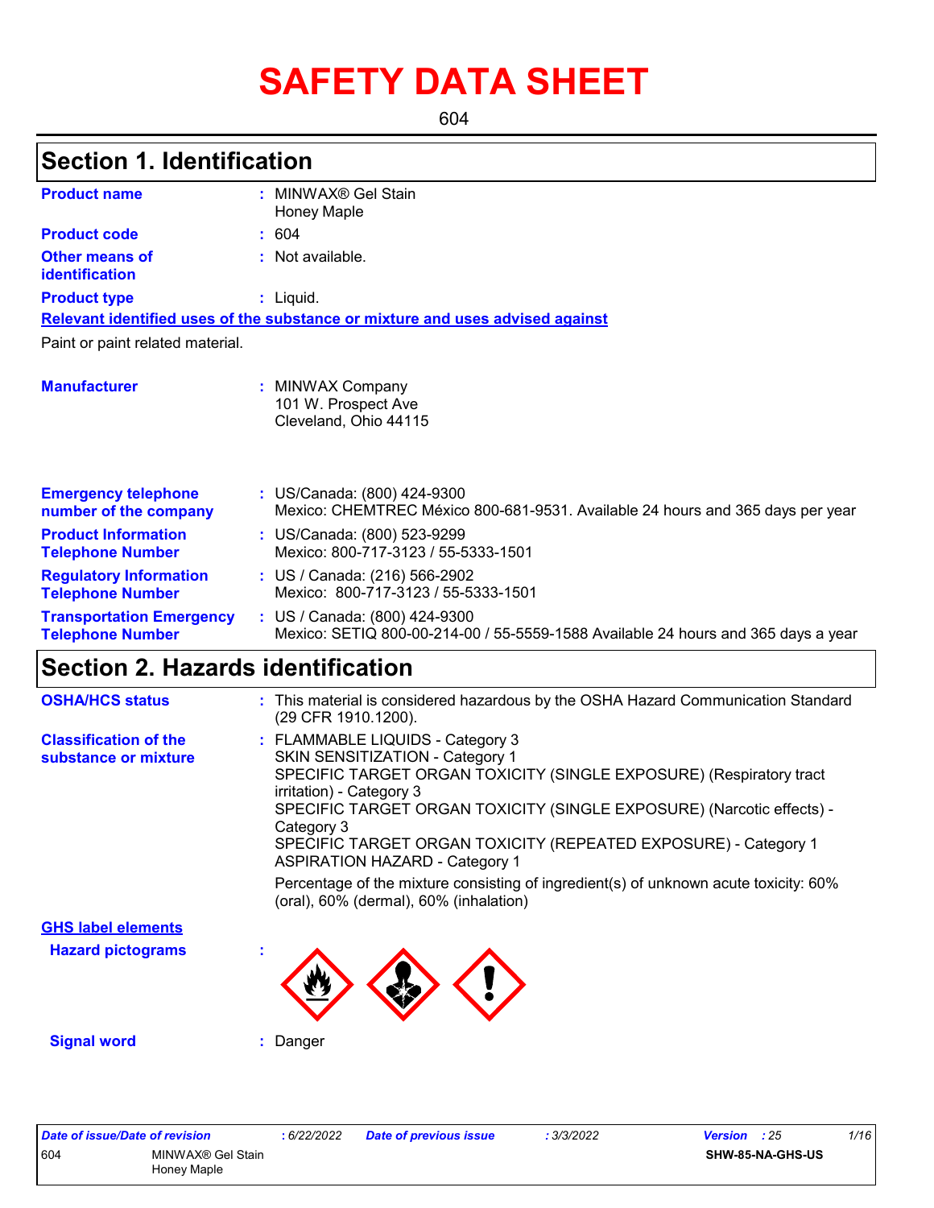# SAFETY DATA SHEET

604

## Section 1. Identification

| | | |
|---|---|---|
| **Product name** | : | MINWAX® Gel Stain<br>Honey Maple |
| **Product code** | : | 604 |
| **Other means of identification** | : | Not available. |
| **Product type** | : | Liquid. |

**Relevant identified uses of the substance or mixture and uses advised against**

Paint or paint related material.

| | | |
|---|---|---|
| **Manufacturer** | : | MINWAX Company<br>101 W. Prospect Ave<br>Cleveland, Ohio 44115 |
| **Emergency telephone number of the company** | : | US/Canada: (800) 424-9300<br>Mexico: CHEMTREC México 800-681-9531. Available 24 hours and 365 days per year |
| **Product Information Telephone Number** | : | US/Canada: (800) 523-9299<br>Mexico: 800-717-3123 / 55-5333-1501 |
| **Regulatory Information Telephone Number** | : | US / Canada: (216) 566-2902<br>Mexico: 800-717-3123 / 55-5333-1501 |
| **Transportation Emergency Telephone Number** | : | US / Canada: (800) 424-9300<br>Mexico: SETIQ 800-00-214-00 / 55-5559-1588 Available 24 hours and 365 days a year |

## Section 2. Hazards identification

| | | |
|---|---|---|
| **OSHA/HCS status** | : | This material is considered hazardous by the OSHA Hazard Communication Standard (29 CFR 1910.1200). |
| **Classification of the substance or mixture** | : | FLAMMABLE LIQUIDS - Category 3<br>SKIN SENSITIZATION - Category 1<br>SPECIFIC TARGET ORGAN TOXICITY (SINGLE EXPOSURE) (Respiratory tract irritation) - Category 3<br>SPECIFIC TARGET ORGAN TOXICITY (SINGLE EXPOSURE) (Narcotic effects) - Category 3<br>SPECIFIC TARGET ORGAN TOXICITY (REPEATED EXPOSURE) - Category 1<br>ASPIRATION HAZARD - Category 1<br><br>Percentage of the mixture consisting of ingredient(s) of unknown acute toxicity: 60% (oral), 60% (dermal), 60% (inhalation) |

**GHS label elements**

| | | |
|---|---|---|
| **Hazard pictograms** | : | |
| **Signal word** | : | Danger |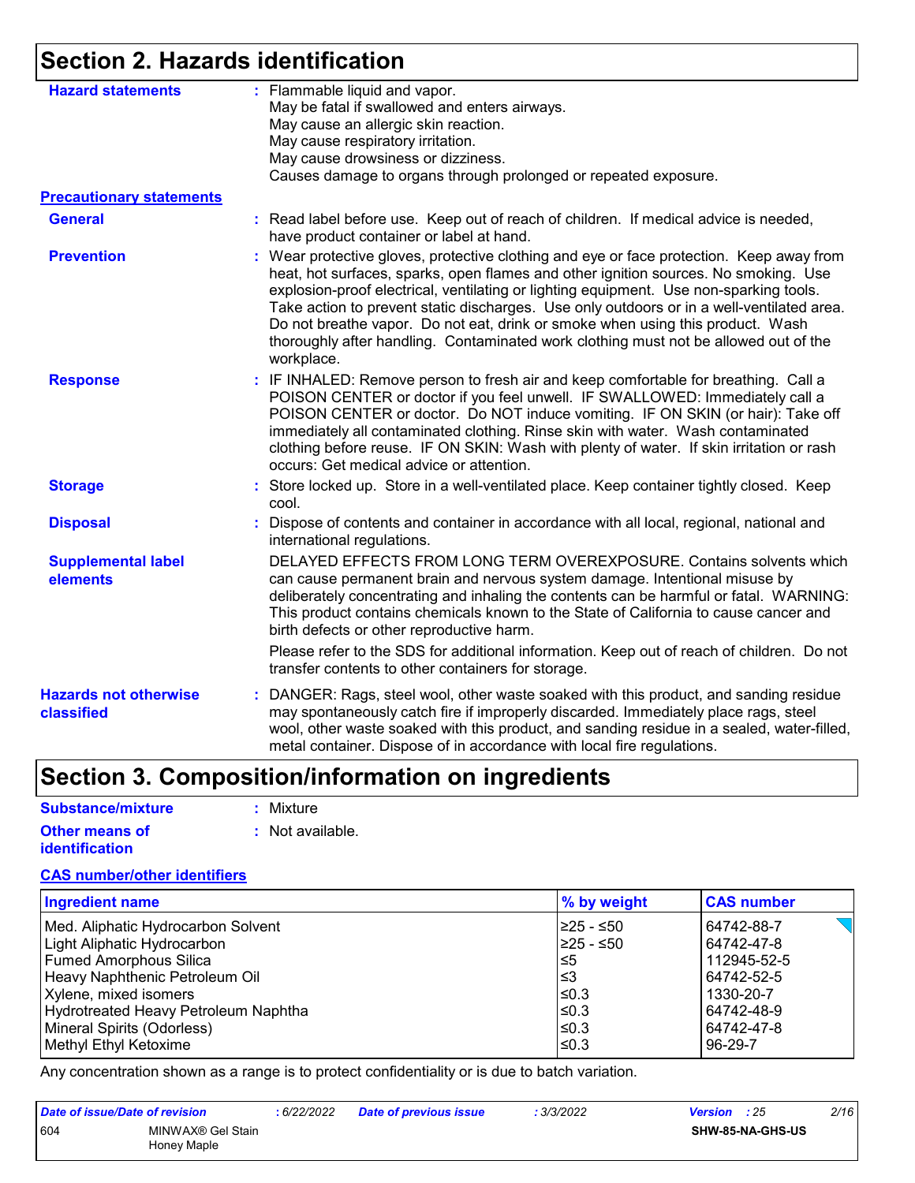## Section 2. Hazards identification

**Hazard statements** : Flammable liquid and vapor.
May be fatal if swallowed and enters airways.
May cause an allergic skin reaction.
May cause respiratory irritation.
May cause drowsiness or dizziness.
Causes damage to organs through prolonged or repeated exposure.

**Precautionary statements**

**General** : Read label before use. Keep out of reach of children. If medical advice is needed, have product container or label at hand.

**Prevention** : Wear protective gloves, protective clothing and eye or face protection. Keep away from heat, hot surfaces, sparks, open flames and other ignition sources. No smoking. Use explosion-proof electrical, ventilating or lighting equipment. Use non-sparking tools. Take action to prevent static discharges. Use only outdoors or in a well-ventilated area. Do not breathe vapor. Do not eat, drink or smoke when using this product. Wash thoroughly after handling. Contaminated work clothing must not be allowed out of the workplace.

**Response** : IF INHALED: Remove person to fresh air and keep comfortable for breathing. Call a POISON CENTER or doctor if you feel unwell. IF SWALLOWED: Immediately call a POISON CENTER or doctor. Do NOT induce vomiting. IF ON SKIN (or hair): Take off immediately all contaminated clothing. Rinse skin with water. Wash contaminated clothing before reuse. IF ON SKIN: Wash with plenty of water. If skin irritation or rash occurs: Get medical advice or attention.

**Storage** : Store locked up. Store in a well-ventilated place. Keep container tightly closed. Keep cool.

**Disposal** : Dispose of contents and container in accordance with all local, regional, national and international regulations.

**Supplemental label elements** DELAYED EFFECTS FROM LONG TERM OVEREXPOSURE. Contains solvents which can cause permanent brain and nervous system damage. Intentional misuse by deliberately concentrating and inhaling the contents can be harmful or fatal. WARNING: This product contains chemicals known to the State of California to cause cancer and birth defects or other reproductive harm.

Please refer to the SDS for additional information. Keep out of reach of children. Do not transfer contents to other containers for storage.

**Hazards not otherwise classified** : DANGER: Rags, steel wool, other waste soaked with this product, and sanding residue may spontaneously catch fire if improperly discarded. Immediately place rags, steel wool, other waste soaked with this product, and sanding residue in a sealed, water-filled, metal container. Dispose of in accordance with local fire regulations.

## Section 3. Composition/information on ingredients

**Substance/mixture** : Mixture

**Other means of identification** : Not available.

**CAS number/other identifiers**

| Ingredient name | % by weight | CAS number |
|---|---|---|
| Med. Aliphatic Hydrocarbon Solvent | ≥25 - ≤50 | 64742-88-7 |
| Light Aliphatic Hydrocarbon | ≥25 - ≤50 | 64742-47-8 |
| Fumed Amorphous Silica | ≤5 | 112945-52-5 |
| Heavy Naphthenic Petroleum Oil | ≤3 | 64742-52-5 |
| Xylene, mixed isomers | ≤0.3 | 1330-20-7 |
| Hydrotreated Heavy Petroleum Naphtha | ≤0.3 | 64742-48-9 |
| Mineral Spirits (Odorless) | ≤0.3 | 64742-47-8 |
| Methyl Ethyl Ketoxime | ≤0.3 | 96-29-7 |

Any concentration shown as a range is to protect confidentiality or is due to batch variation.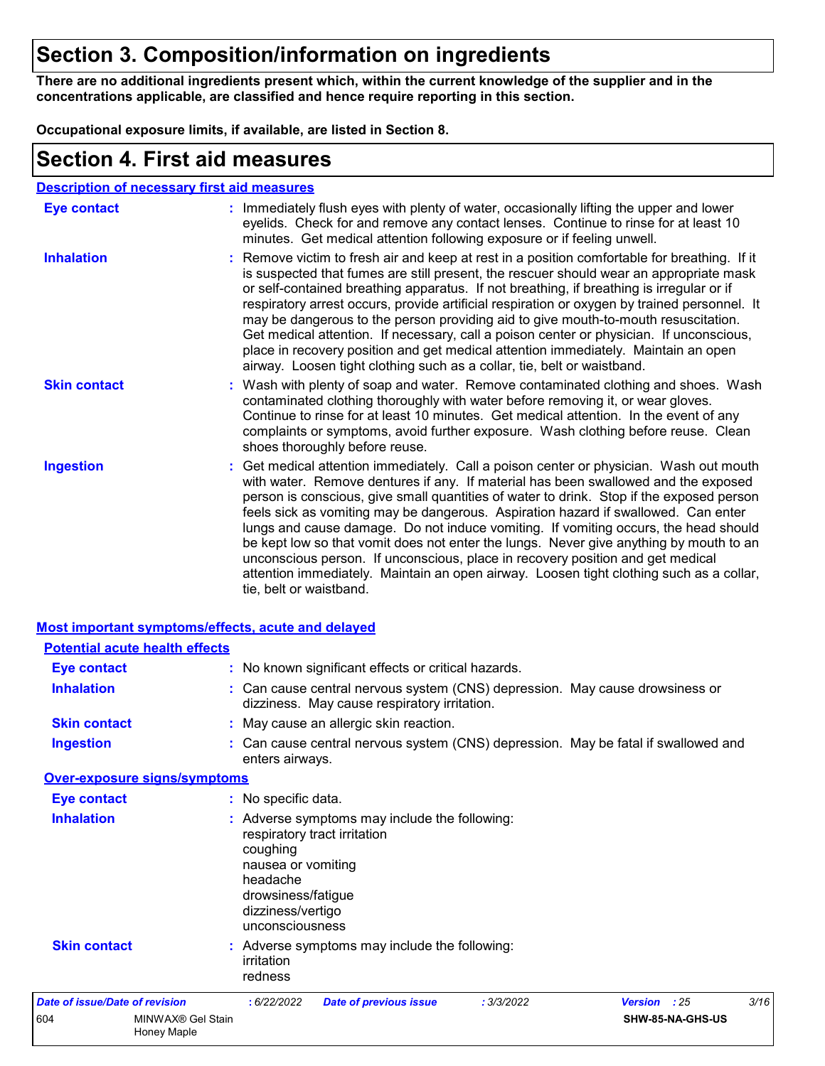# Section 3. Composition/information on ingredients

**There are no additional ingredients present which, within the current knowledge of the supplier and in the concentrations applicable, are classified and hence require reporting in this section.**

**Occupational exposure limits, if available, are listed in Section 8.**

# Section 4. First aid measures

## Description of necessary first aid measures

| | |
|---|---|
| **Eye contact** | : Immediately flush eyes with plenty of water, occasionally lifting the upper and lower eyelids. Check for and remove any contact lenses. Continue to rinse for at least 10 minutes. Get medical attention following exposure or if feeling unwell. |
| **Inhalation** | : Remove victim to fresh air and keep at rest in a position comfortable for breathing. If it is suspected that fumes are still present, the rescuer should wear an appropriate mask or self-contained breathing apparatus. If not breathing, if breathing is irregular or if respiratory arrest occurs, provide artificial respiration or oxygen by trained personnel. It may be dangerous to the person providing aid to give mouth-to-mouth resuscitation. Get medical attention. If necessary, call a poison center or physician. If unconscious, place in recovery position and get medical attention immediately. Maintain an open airway. Loosen tight clothing such as a collar, tie, belt or waistband. |
| **Skin contact** | : Wash with plenty of soap and water. Remove contaminated clothing and shoes. Wash contaminated clothing thoroughly with water before removing it, or wear gloves. Continue to rinse for at least 10 minutes. Get medical attention. In the event of any complaints or symptoms, avoid further exposure. Wash clothing before reuse. Clean shoes thoroughly before reuse. |
| **Ingestion** | : Get medical attention immediately. Call a poison center or physician. Wash out mouth with water. Remove dentures if any. If material has been swallowed and the exposed person is conscious, give small quantities of water to drink. Stop if the exposed person feels sick as vomiting may be dangerous. Aspiration hazard if swallowed. Can enter lungs and cause damage. Do not induce vomiting. If vomiting occurs, the head should be kept low so that vomit does not enter the lungs. Never give anything by mouth to an unconscious person. If unconscious, place in recovery position and get medical attention immediately. Maintain an open airway. Loosen tight clothing such as a collar, tie, belt or waistband. |

## Most important symptoms/effects, acute and delayed

### Potential acute health effects

| | |
|---|---|
| **Eye contact** | : No known significant effects or critical hazards. |
| **Inhalation** | : Can cause central nervous system (CNS) depression. May cause drowsiness or dizziness. May cause respiratory irritation. |
| **Skin contact** | : May cause an allergic skin reaction. |
| **Ingestion** | : Can cause central nervous system (CNS) depression. May be fatal if swallowed and enters airways. |

### Over-exposure signs/symptoms

| | |
|---|---|
| **Eye contact** | : No specific data. |
| **Inhalation** | : Adverse symptoms may include the following:<br>respiratory tract irritation<br>coughing<br>nausea or vomiting<br>headache<br>drowsiness/fatigue<br>dizziness/vertigo<br>unconsciousness |
| **Skin contact** | : Adverse symptoms may include the following:<br>irritation<br>redness |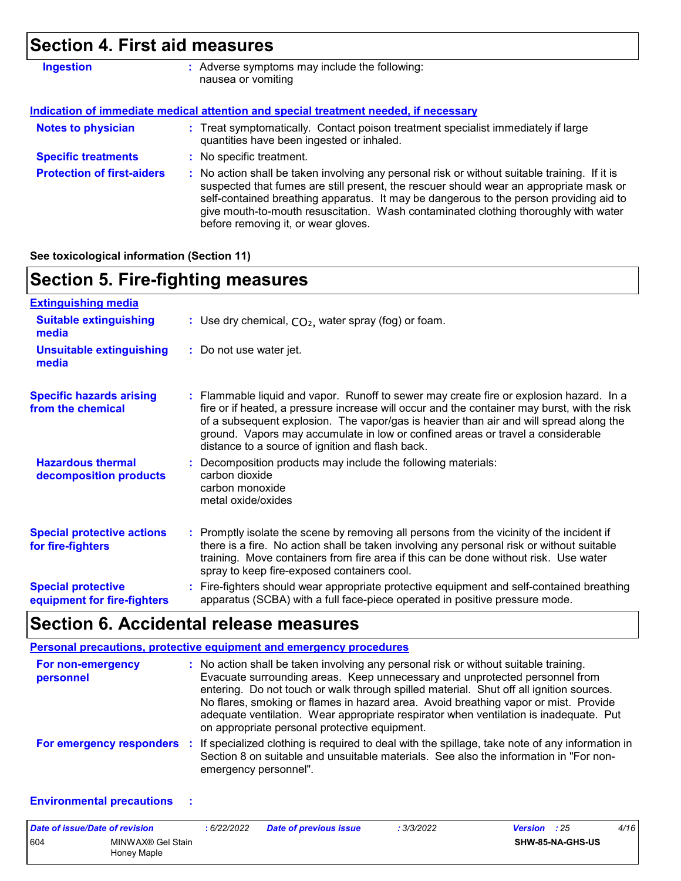# Section 4. First aid measures

**Ingestion** : Adverse symptoms may include the following:
nausea or vomiting

**Indication of immediate medical attention and special treatment needed, if necessary**

**Notes to physician** : Treat symptomatically. Contact poison treatment specialist immediately if large quantities have been ingested or inhaled.

**Specific treatments** : No specific treatment.

**Protection of first-aiders** : No action shall be taken involving any personal risk or without suitable training. If it is suspected that fumes are still present, the rescuer should wear an appropriate mask or self-contained breathing apparatus. It may be dangerous to the person providing aid to give mouth-to-mouth resuscitation. Wash contaminated clothing thoroughly with water before removing it, or wear gloves.

**See toxicological information (Section 11)**

# Section 5. Fire-fighting measures

**Extinguishing media**

**Suitable extinguishing media** : Use dry chemical, $CO_2$, water spray (fog) or foam.

**Unsuitable extinguishing media** : Do not use water jet.

**Specific hazards arising from the chemical** : Flammable liquid and vapor. Runoff to sewer may create fire or explosion hazard. In a fire or if heated, a pressure increase will occur and the container may burst, with the risk of a subsequent explosion. The vapor/gas is heavier than air and will spread along the ground. Vapors may accumulate in low or confined areas or travel a considerable distance to a source of ignition and flash back.

**Hazardous thermal decomposition products** : Decomposition products may include the following materials:
carbon dioxide
carbon monoxide
metal oxide/oxides

**Special protective actions for fire-fighters** : Promptly isolate the scene by removing all persons from the vicinity of the incident if there is a fire. No action shall be taken involving any personal risk or without suitable training. Move containers from fire area if this can be done without risk. Use water spray to keep fire-exposed containers cool.

**Special protective equipment for fire-fighters** : Fire-fighters should wear appropriate protective equipment and self-contained breathing apparatus (SCBA) with a full face-piece operated in positive pressure mode.

# Section 6. Accidental release measures

**Personal precautions, protective equipment and emergency procedures**

**For non-emergency personnel** : No action shall be taken involving any personal risk or without suitable training. Evacuate surrounding areas. Keep unnecessary and unprotected personnel from entering. Do not touch or walk through spilled material. Shut off all ignition sources. No flares, smoking or flames in hazard area. Avoid breathing vapor or mist. Provide adequate ventilation. Wear appropriate respirator when ventilation is inadequate. Put on appropriate personal protective equipment.

**For emergency responders** : If specialized clothing is required to deal with the spillage, take note of any information in Section 8 on suitable and unsuitable materials. See also the information in "For non-emergency personnel".

**Environmental precautions** :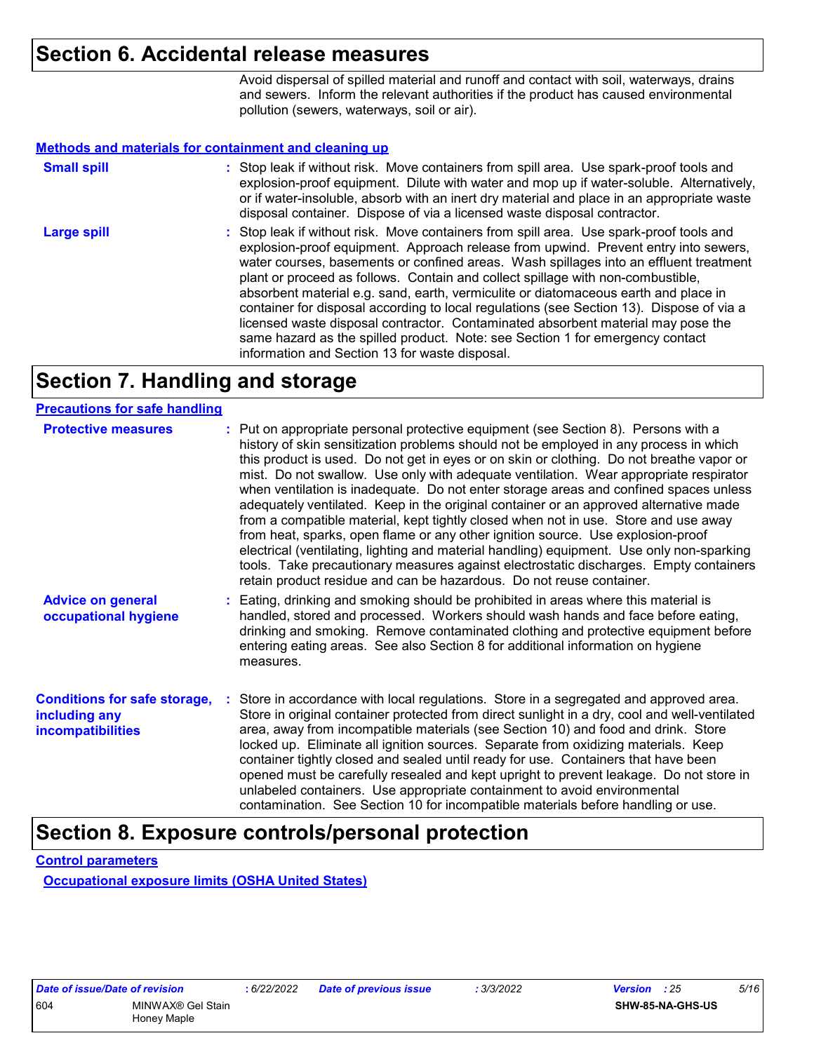## Section 6. Accidental release measures

Avoid dispersal of spilled material and runoff and contact with soil, waterways, drains and sewers. Inform the relevant authorities if the product has caused environmental pollution (sewers, waterways, soil or air).

### Methods and materials for containment and cleaning up

**Small spill** : Stop leak if without risk. Move containers from spill area. Use spark-proof tools and explosion-proof equipment. Dilute with water and mop up if water-soluble. Alternatively, or if water-insoluble, absorb with an inert dry material and place in an appropriate waste disposal container. Dispose of via a licensed waste disposal contractor.

**Large spill** : Stop leak if without risk. Move containers from spill area. Use spark-proof tools and explosion-proof equipment. Approach release from upwind. Prevent entry into sewers, water courses, basements or confined areas. Wash spillages into an effluent treatment plant or proceed as follows. Contain and collect spillage with non-combustible, absorbent material e.g. sand, earth, vermiculite or diatomaceous earth and place in container for disposal according to local regulations (see Section 13). Dispose of via a licensed waste disposal contractor. Contaminated absorbent material may pose the same hazard as the spilled product. Note: see Section 1 for emergency contact information and Section 13 for waste disposal.

## Section 7. Handling and storage

### Precautions for safe handling

**Protective measures** : Put on appropriate personal protective equipment (see Section 8). Persons with a history of skin sensitization problems should not be employed in any process in which this product is used. Do not get in eyes or on skin or clothing. Do not breathe vapor or mist. Do not swallow. Use only with adequate ventilation. Wear appropriate respirator when ventilation is inadequate. Do not enter storage areas and confined spaces unless adequately ventilated. Keep in the original container or an approved alternative made from a compatible material, kept tightly closed when not in use. Store and use away from heat, sparks, open flame or any other ignition source. Use explosion-proof electrical (ventilating, lighting and material handling) equipment. Use only non-sparking tools. Take precautionary measures against electrostatic discharges. Empty containers retain product residue and can be hazardous. Do not reuse container.

**Advice on general occupational hygiene** : Eating, drinking and smoking should be prohibited in areas where this material is handled, stored and processed. Workers should wash hands and face before eating, drinking and smoking. Remove contaminated clothing and protective equipment before entering eating areas. See also Section 8 for additional information on hygiene measures.

**Conditions for safe storage, including any incompatibilities** : Store in accordance with local regulations. Store in a segregated and approved area. Store in original container protected from direct sunlight in a dry, cool and well-ventilated area, away from incompatible materials (see Section 10) and food and drink. Store locked up. Eliminate all ignition sources. Separate from oxidizing materials. Keep container tightly closed and sealed until ready for use. Containers that have been opened must be carefully resealed and kept upright to prevent leakage. Do not store in unlabeled containers. Use appropriate containment to avoid environmental contamination. See Section 10 for incompatible materials before handling or use.

## Section 8. Exposure controls/personal protection

### Control parameters

#### Occupational exposure limits (OSHA United States)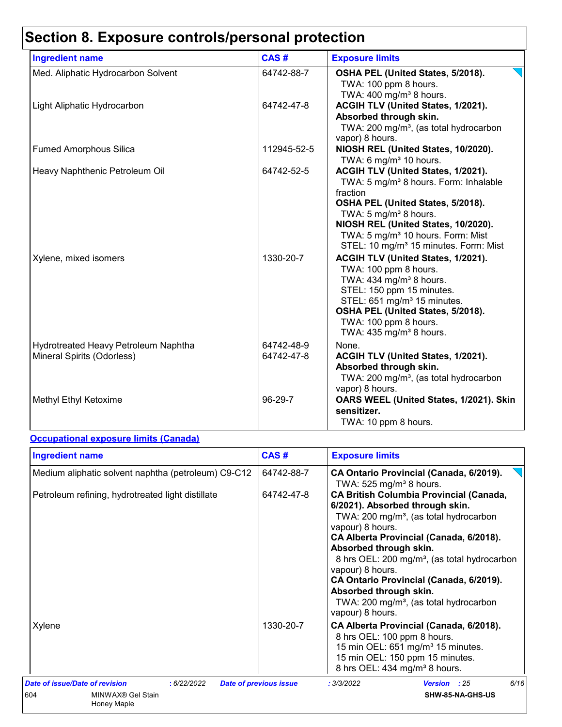# Section 8. Exposure controls/personal protection

| Ingredient name | CAS # | Exposure limits |
|---|---|---|
| Med. Aliphatic Hydrocarbon Solvent | 64742-88-7 | **OSHA PEL (United States, 5/2018).**<br>TWA: 100 ppm 8 hours.<br>TWA: 400 mg/m³ 8 hours. |
| Light Aliphatic Hydrocarbon | 64742-47-8 | **ACGIH TLV (United States, 1/2021). Absorbed through skin.**<br>TWA: 200 mg/m³, (as total hydrocarbon vapor) 8 hours. |
| Fumed Amorphous Silica | 112945-52-5 | **NIOSH REL (United States, 10/2020).**<br>TWA: 6 mg/m³ 10 hours. |
| Heavy Naphthenic Petroleum Oil | 64742-52-5 | **ACGIH TLV (United States, 1/2021).**<br>TWA: 5 mg/m³ 8 hours. Form: Inhalable fraction<br>**OSHA PEL (United States, 5/2018).**<br>TWA: 5 mg/m³ 8 hours.<br>**NIOSH REL (United States, 10/2020).**<br>TWA: 5 mg/m³ 10 hours. Form: Mist<br>STEL: 10 mg/m³ 15 minutes. Form: Mist |
| Xylene, mixed isomers | 1330-20-7 | **ACGIH TLV (United States, 1/2021).**<br>TWA: 100 ppm 8 hours.<br>TWA: 434 mg/m³ 8 hours.<br>STEL: 150 ppm 15 minutes.<br>STEL: 651 mg/m³ 15 minutes.<br>**OSHA PEL (United States, 5/2018).**<br>TWA: 100 ppm 8 hours.<br>TWA: 435 mg/m³ 8 hours. |
| Hydrotreated Heavy Petroleum Naphtha | 64742-48-9 | None. |
| Mineral Spirits (Odorless) | 64742-47-8 | **ACGIH TLV (United States, 1/2021). Absorbed through skin.**<br>TWA: 200 mg/m³, (as total hydrocarbon vapor) 8 hours. |
| Methyl Ethyl Ketoxime | 96-29-7 | **OARS WEEL (United States, 1/2021). Skin sensitizer.**<br>TWA: 10 ppm 8 hours. |

**Occupational exposure limits (Canada)**

| Ingredient name | CAS # | Exposure limits |
|---|---|---|
| Medium aliphatic solvent naphtha (petroleum) C9-C12 | 64742-88-7 | **CA Ontario Provincial (Canada, 6/2019).**<br>TWA: 525 mg/m³ 8 hours. |
| Petroleum refining, hydrotreated light distillate | 64742-47-8 | **CA British Columbia Provincial (Canada, 6/2021). Absorbed through skin.**<br>TWA: 200 mg/m³, (as total hydrocarbon vapour) 8 hours.<br>**CA Alberta Provincial (Canada, 6/2018). Absorbed through skin.**<br>8 hrs OEL: 200 mg/m³, (as total hydrocarbon vapour) 8 hours.<br>**CA Ontario Provincial (Canada, 6/2019). Absorbed through skin.**<br>TWA: 200 mg/m³, (as total hydrocarbon vapour) 8 hours. |
| Xylene | 1330-20-7 | **CA Alberta Provincial (Canada, 6/2018).**<br>8 hrs OEL: 100 ppm 8 hours.<br>15 min OEL: 651 mg/m³ 15 minutes.<br>15 min OEL: 150 ppm 15 minutes.<br>8 hrs OEL: 434 mg/m³ 8 hours. |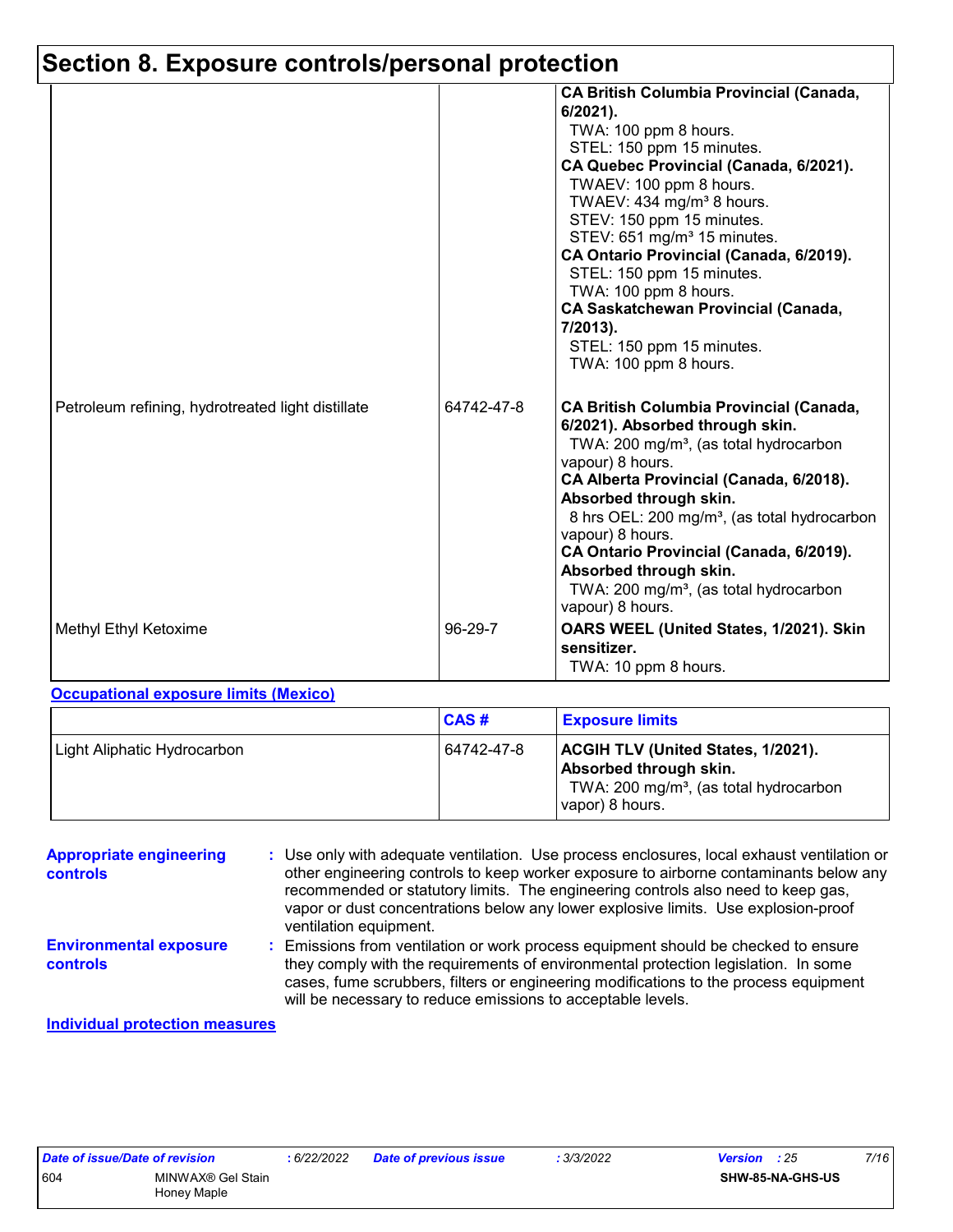# Section 8. Exposure controls/personal protection

| | | |
|---|---|---|
| | | **CA British Columbia Provincial (Canada, 6/2021).** TWA: 100 ppm 8 hours. STEL: 150 ppm 15 minutes. **CA Quebec Provincial (Canada, 6/2021).** TWAEV: 100 ppm 8 hours. TWAEV: 434 mg/m³ 8 hours. STEV: 150 ppm 15 minutes. STEV: 651 mg/m³ 15 minutes. **CA Ontario Provincial (Canada, 6/2019).** STEL: 150 ppm 15 minutes. TWA: 100 ppm 8 hours. **CA Saskatchewan Provincial (Canada, 7/2013).** STEL: 150 ppm 15 minutes. TWA: 100 ppm 8 hours. |
| Petroleum refining, hydrotreated light distillate | 64742-47-8 | **CA British Columbia Provincial (Canada, 6/2021). Absorbed through skin.** TWA: 200 mg/m³, (as total hydrocarbon vapour) 8 hours. **CA Alberta Provincial (Canada, 6/2018). Absorbed through skin.** 8 hrs OEL: 200 mg/m³, (as total hydrocarbon vapour) 8 hours. **CA Ontario Provincial (Canada, 6/2019). Absorbed through skin.** TWA: 200 mg/m³, (as total hydrocarbon vapour) 8 hours. |
| Methyl Ethyl Ketoxime | 96-29-7 | **OARS WEEL (United States, 1/2021). Skin sensitizer.** TWA: 10 ppm 8 hours. |

**Occupational exposure limits (Mexico)**

| | CAS # | Exposure limits |
|---|---|---|
| Light Aliphatic Hydrocarbon | 64742-47-8 | **ACGIH TLV (United States, 1/2021). Absorbed through skin.** TWA: 200 mg/m³, (as total hydrocarbon vapor) 8 hours. |

**Appropriate engineering controls** : Use only with adequate ventilation. Use process enclosures, local exhaust ventilation or other engineering controls to keep worker exposure to airborne contaminants below any recommended or statutory limits. The engineering controls also need to keep gas, vapor or dust concentrations below any lower explosive limits. Use explosion-proof ventilation equipment.

**Environmental exposure controls** : Emissions from ventilation or work process equipment should be checked to ensure they comply with the requirements of environmental protection legislation. In some cases, fume scrubbers, filters or engineering modifications to the process equipment will be necessary to reduce emissions to acceptable levels.

**Individual protection measures**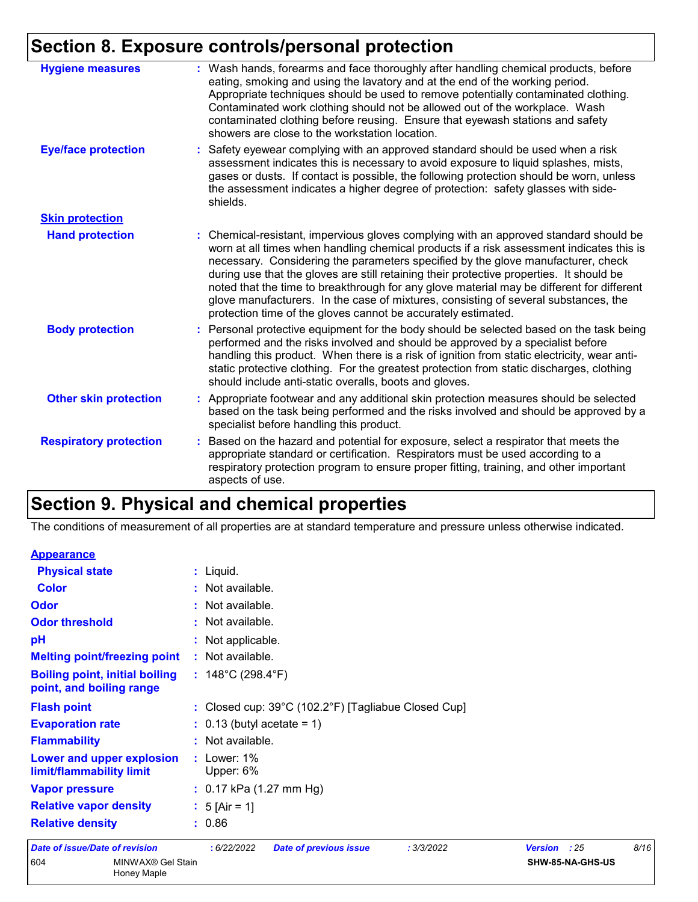## Section 8. Exposure controls/personal protection

**Hygiene measures** : Wash hands, forearms and face thoroughly after handling chemical products, before eating, smoking and using the lavatory and at the end of the working period. Appropriate techniques should be used to remove potentially contaminated clothing. Contaminated work clothing should not be allowed out of the workplace. Wash contaminated clothing before reusing. Ensure that eyewash stations and safety showers are close to the workstation location.

**Eye/face protection** : Safety eyewear complying with an approved standard should be used when a risk assessment indicates this is necessary to avoid exposure to liquid splashes, mists, gases or dusts. If contact is possible, the following protection should be worn, unless the assessment indicates a higher degree of protection: safety glasses with side-shields.

**Skin protection**

**Hand protection** : Chemical-resistant, impervious gloves complying with an approved standard should be worn at all times when handling chemical products if a risk assessment indicates this is necessary. Considering the parameters specified by the glove manufacturer, check during use that the gloves are still retaining their protective properties. It should be noted that the time to breakthrough for any glove material may be different for different glove manufacturers. In the case of mixtures, consisting of several substances, the protection time of the gloves cannot be accurately estimated.

**Body protection** : Personal protective equipment for the body should be selected based on the task being performed and the risks involved and should be approved by a specialist before handling this product. When there is a risk of ignition from static electricity, wear anti-static protective clothing. For the greatest protection from static discharges, clothing should include anti-static overalls, boots and gloves.

**Other skin protection** : Appropriate footwear and any additional skin protection measures should be selected based on the task being performed and the risks involved and should be approved by a specialist before handling this product.

**Respiratory protection** : Based on the hazard and potential for exposure, select a respirator that meets the appropriate standard or certification. Respirators must be used according to a respiratory protection program to ensure proper fitting, training, and other important aspects of use.

## Section 9. Physical and chemical properties

The conditions of measurement of all properties are at standard temperature and pressure unless otherwise indicated.

**Appearance**

**Physical state** : Liquid.

**Color** : Not available.

**Odor** : Not available.

**Odor threshold** : Not available.

**pH** : Not applicable.

**Melting point/freezing point** : Not available.

**Boiling point, initial boiling point, and boiling range** : 148°C (298.4°F)

**Flash point** : Closed cup: 39°C (102.2°F) [Tagliabue Closed Cup]

**Evaporation rate** : 0.13 (butyl acetate = 1)

**Flammability** : Not available.

**Lower and upper explosion limit/flammability limit** : Lower: 1%
Upper: 6%

**Vapor pressure** : 0.17 kPa (1.27 mm Hg)

**Relative vapor density** : 5 [Air = 1]

**Relative density** : 0.86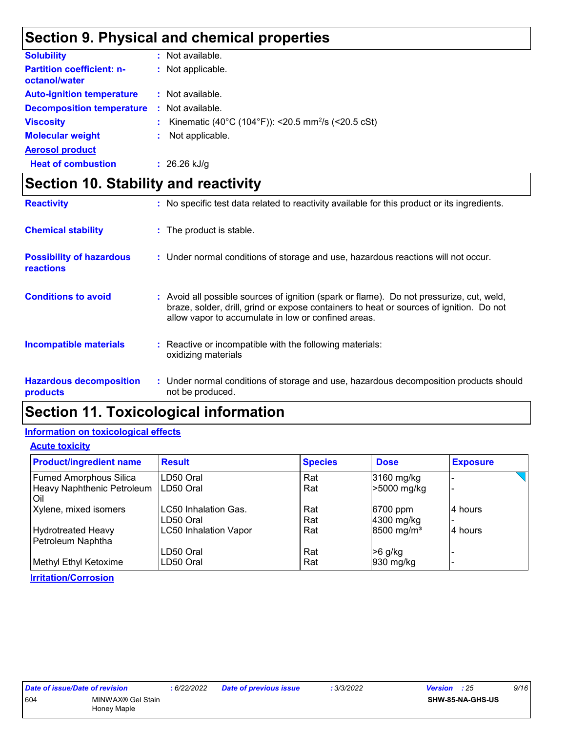## Section 9. Physical and chemical properties

**Solubility** : Not available.

**Partition coefficient: n-octanol/water** : Not applicable.

**Auto-ignition temperature** : Not available.

**Decomposition temperature** : Not available.

**Viscosity** : Kinematic (40°C (104°F)): <20.5 $mm^2/s$ (<20.5 cSt)

**Molecular weight** : Not applicable.

**Aerosol product**

**Heat of combustion** : 26.26 kJ/g

## Section 10. Stability and reactivity

**Reactivity** : No specific test data related to reactivity available for this product or its ingredients.

**Chemical stability** : The product is stable.

**Possibility of hazardous reactions** : Under normal conditions of storage and use, hazardous reactions will not occur.

**Conditions to avoid** : Avoid all possible sources of ignition (spark or flame). Do not pressurize, cut, weld, braze, solder, drill, grind or expose containers to heat or sources of ignition. Do not allow vapor to accumulate in low or confined areas.

**Incompatible materials** : Reactive or incompatible with the following materials: oxidizing materials

**Hazardous decomposition products** : Under normal conditions of storage and use, hazardous decomposition products should not be produced.

## Section 11. Toxicological information

**Information on toxicological effects**

**Acute toxicity**

| Product/ingredient name | Result | Species | Dose | Exposure |
|---|---|---|---|---|
| Fumed Amorphous Silica | LD50 Oral | Rat | 3160 mg/kg | - |
| Heavy Naphthenic Petroleum Oil | LD50 Oral | Rat | >5000 mg/kg | - |
| Xylene, mixed isomers | LC50 Inhalation Gas. | Rat | 6700 ppm | 4 hours |
| | LD50 Oral | Rat | 4300 mg/kg | - |
| Hydrotreated Heavy Petroleum Naphtha | LC50 Inhalation Vapor | Rat | 8500 $mg/m^3$ | 4 hours |
| | LD50 Oral | Rat | >6 g/kg | - |
| Methyl Ethyl Ketoxime | LD50 Oral | Rat | 930 mg/kg | - |

**Irritation/Corrosion**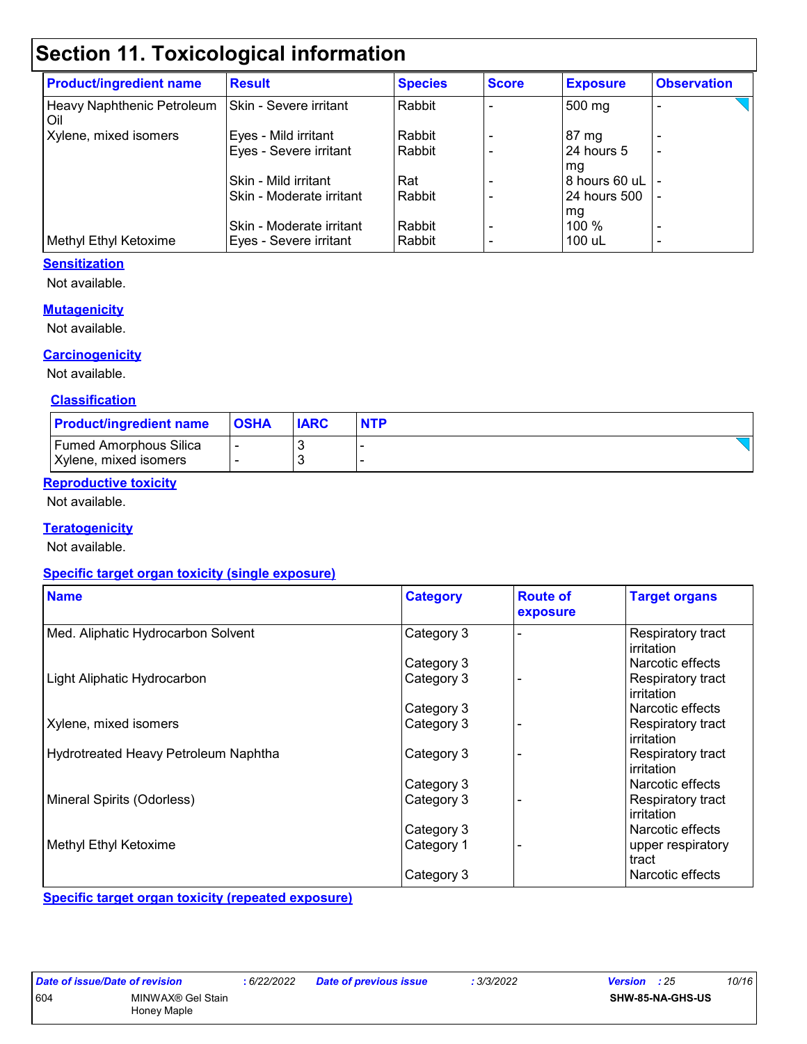# Section 11. Toxicological information

| Product/ingredient name | Result | Species | Score | Exposure | Observation |
|---|---|---|---|---|---|
| Heavy Naphthenic Petroleum Oil | Skin - Severe irritant | Rabbit | - | 500 mg | - |
| Xylene, mixed isomers | Eyes - Mild irritant | Rabbit | - | 87 mg | - |
| | Eyes - Severe irritant | Rabbit | - | 24 hours 5 mg | - |
| | Skin - Mild irritant | Rat | - | 8 hours 60 uL | - |
| | Skin - Moderate irritant | Rabbit | - | 24 hours 500 mg | - |
| | Skin - Moderate irritant | Rabbit | - | 100 % | - |
| Methyl Ethyl Ketoxime | Eyes - Severe irritant | Rabbit | - | 100 uL | - |

**Sensitization**

Not available.

**Mutagenicity**

Not available.

**Carcinogenicity**

Not available.

**Classification**

| Product/ingredient name | OSHA | IARC | NTP |
|---|---|---|---|
| Fumed Amorphous Silica | - | 3 | - |
| Xylene, mixed isomers | - | 3 | - |

**Reproductive toxicity**

Not available.

**Teratogenicity**

Not available.

**Specific target organ toxicity (single exposure)**

| Name | Category | Route of exposure | Target organs |
|---|---|---|---|
| Med. Aliphatic Hydrocarbon Solvent | Category 3 | - | Respiratory tract irritation |
| | Category 3 | | Narcotic effects |
| Light Aliphatic Hydrocarbon | Category 3 | - | Respiratory tract irritation |
| | Category 3 | | Narcotic effects |
| Xylene, mixed isomers | Category 3 | - | Respiratory tract irritation |
| Hydrotreated Heavy Petroleum Naphtha | Category 3 | - | Respiratory tract irritation |
| | Category 3 | | Narcotic effects |
| Mineral Spirits (Odorless) | Category 3 | - | Respiratory tract irritation |
| | Category 3 | | Narcotic effects |
| Methyl Ethyl Ketoxime | Category 1 | - | upper respiratory tract |
| | Category 3 | | Narcotic effects |

**Specific target organ toxicity (repeated exposure)**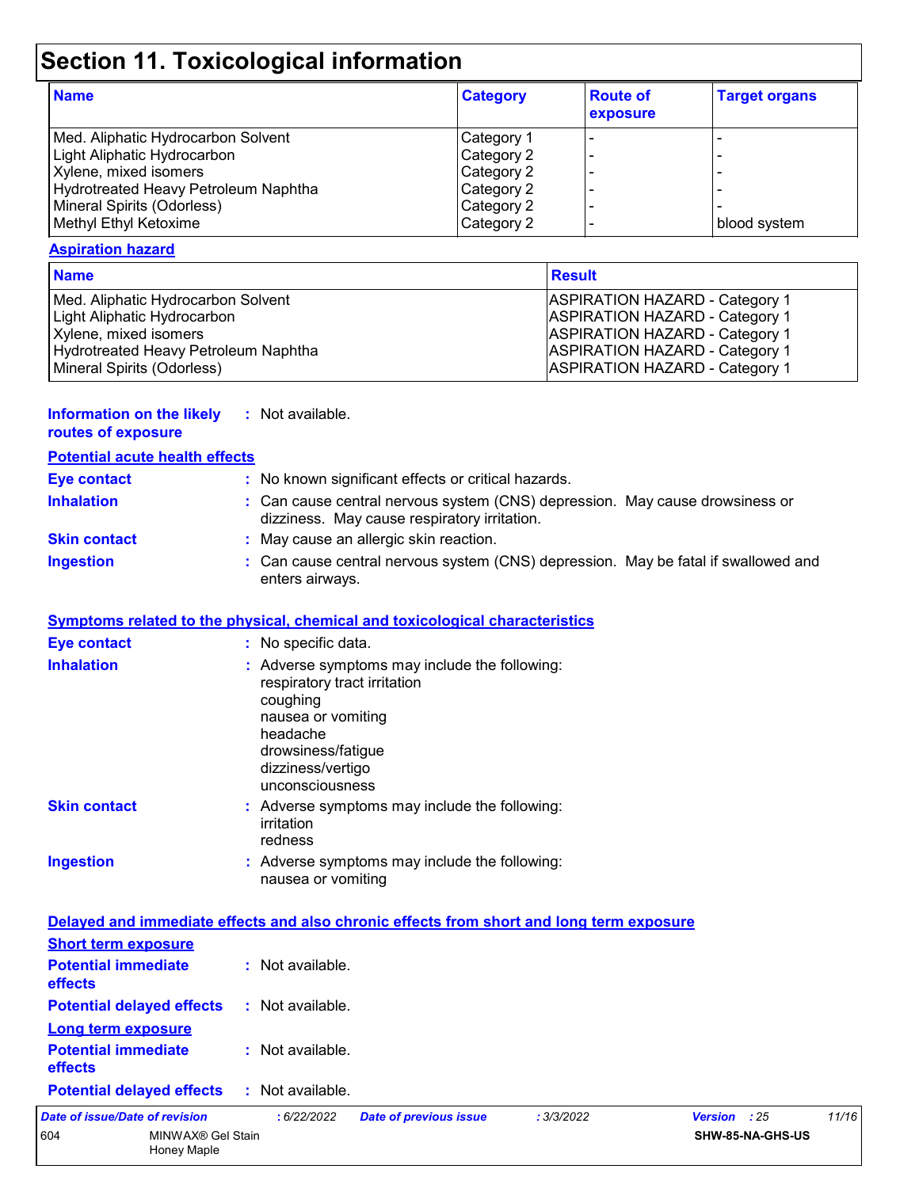# Section 11. Toxicological information

| Name | Category | Route of exposure | Target organs |
|---|---|---|---|
| Med. Aliphatic Hydrocarbon Solvent | Category 1 | - | - |
| Light Aliphatic Hydrocarbon | Category 2 | - | - |
| Xylene, mixed isomers | Category 2 | - | - |
| Hydrotreated Heavy Petroleum Naphtha | Category 2 | - | - |
| Mineral Spirits (Odorless) | Category 2 | - | - |
| Methyl Ethyl Ketoxime | Category 2 | - | blood system |

**Aspiration hazard**

| Name | Result |
|---|---|
| Med. Aliphatic Hydrocarbon Solvent | ASPIRATION HAZARD - Category 1 |
| Light Aliphatic Hydrocarbon | ASPIRATION HAZARD - Category 1 |
| Xylene, mixed isomers | ASPIRATION HAZARD - Category 1 |
| Hydrotreated Heavy Petroleum Naphtha | ASPIRATION HAZARD - Category 1 |
| Mineral Spirits (Odorless) | ASPIRATION HAZARD - Category 1 |

**Information on the likely routes of exposure** : Not available.

**Potential acute health effects**

**Eye contact** : No known significant effects or critical hazards.

**Inhalation** : Can cause central nervous system (CNS) depression. May cause drowsiness or dizziness. May cause respiratory irritation.

**Skin contact** : May cause an allergic skin reaction.

**Ingestion** : Can cause central nervous system (CNS) depression. May be fatal if swallowed and enters airways.

**Symptoms related to the physical, chemical and toxicological characteristics**

**Eye contact** : No specific data.

**Inhalation** : Adverse symptoms may include the following:
respiratory tract irritation
coughing
nausea or vomiting
headache
drowsiness/fatigue
dizziness/vertigo
unconsciousness

**Skin contact** : Adverse symptoms may include the following:
irritation
redness

**Ingestion** : Adverse symptoms may include the following:
nausea or vomiting

**Delayed and immediate effects and also chronic effects from short and long term exposure**

**Short term exposure**

**Potential immediate effects** : Not available.

**Potential delayed effects** : Not available.

**Long term exposure**

**Potential immediate effects** : Not available.

**Potential delayed effects** : Not available.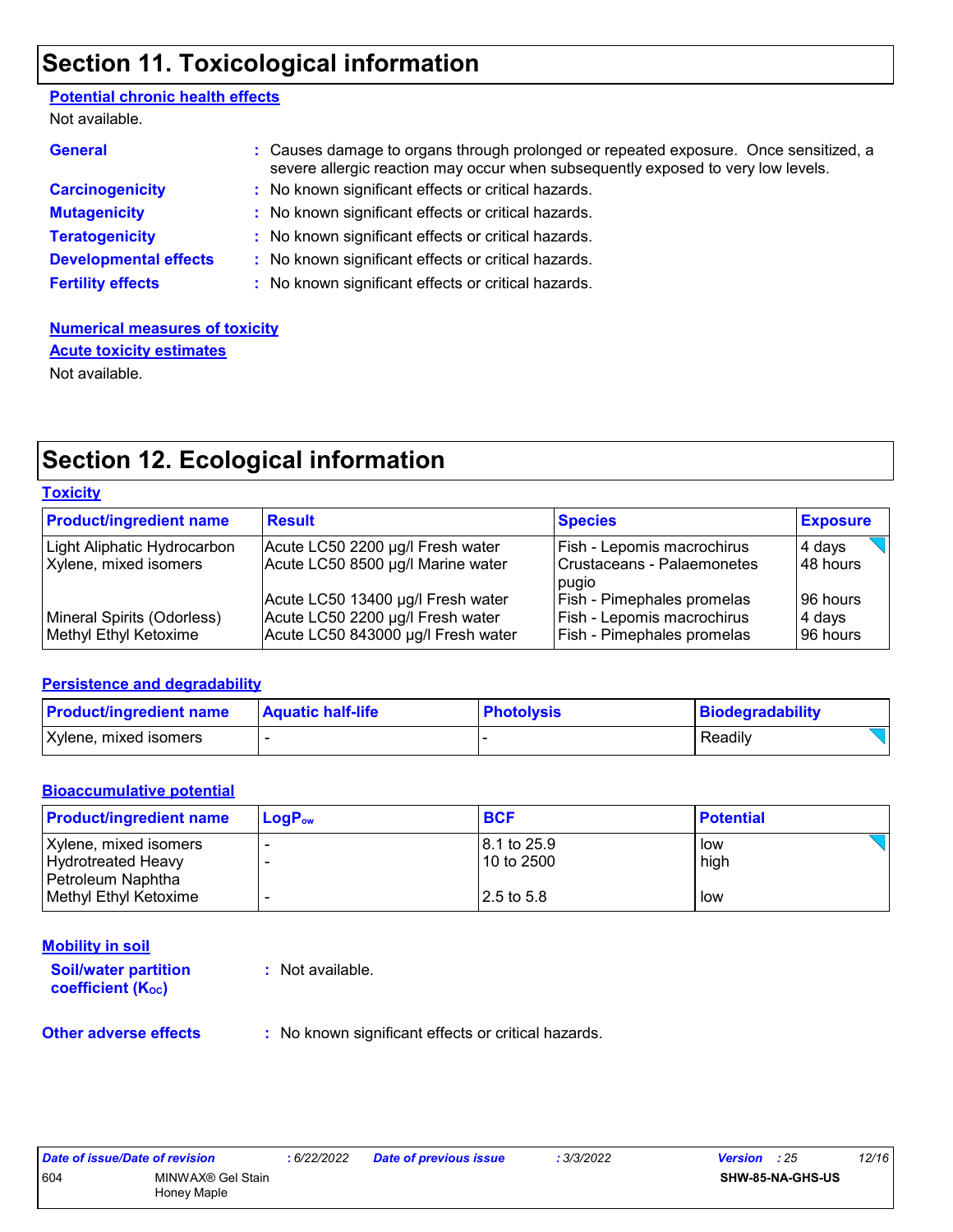## Section 11. Toxicological information

**Potential chronic health effects**

Not available.

**General** : Causes damage to organs through prolonged or repeated exposure. Once sensitized, a severe allergic reaction may occur when subsequently exposed to very low levels.

**Carcinogenicity** : No known significant effects or critical hazards.

**Mutagenicity** : No known significant effects or critical hazards.

**Teratogenicity** : No known significant effects or critical hazards.

**Developmental effects** : No known significant effects or critical hazards.

**Fertility effects** : No known significant effects or critical hazards.

**Numerical measures of toxicity**

**Acute toxicity estimates**

Not available.

## Section 12. Ecological information

**Toxicity**

| Product/ingredient name | Result | Species | Exposure |
|---|---|---|---|
| Light Aliphatic Hydrocarbon | Acute LC50 2200 µg/l Fresh water | Fish - Lepomis macrochirus | 4 days |
| Xylene, mixed isomers | Acute LC50 8500 µg/l Marine water | Crustaceans - Palaemonetes pugio | 48 hours |
| | Acute LC50 13400 µg/l Fresh water | Fish - Pimephales promelas | 96 hours |
| Mineral Spirits (Odorless) | Acute LC50 2200 µg/l Fresh water | Fish - Lepomis macrochirus | 4 days |
| Methyl Ethyl Ketoxime | Acute LC50 843000 µg/l Fresh water | Fish - Pimephales promelas | 96 hours |

**Persistence and degradability**

| Product/ingredient name | Aquatic half-life | Photolysis | Biodegradability |
|---|---|---|---|
| Xylene, mixed isomers | - | - | Readily |

**Bioaccumulative potential**

| Product/ingredient name | $LogP_{ow}$ | BCF | Potential |
|---|---|---|---|
| Xylene, mixed isomers | - | 8.1 to 25.9 | low |
| Hydrotreated Heavy Petroleum Naphtha | - | 10 to 2500 | high |
| Methyl Ethyl Ketoxime | - | 2.5 to 5.8 | low |

**Mobility in soil**

**Soil/water partition coefficient ($K_{OC}$)** : Not available.

**Other adverse effects** : No known significant effects or critical hazards.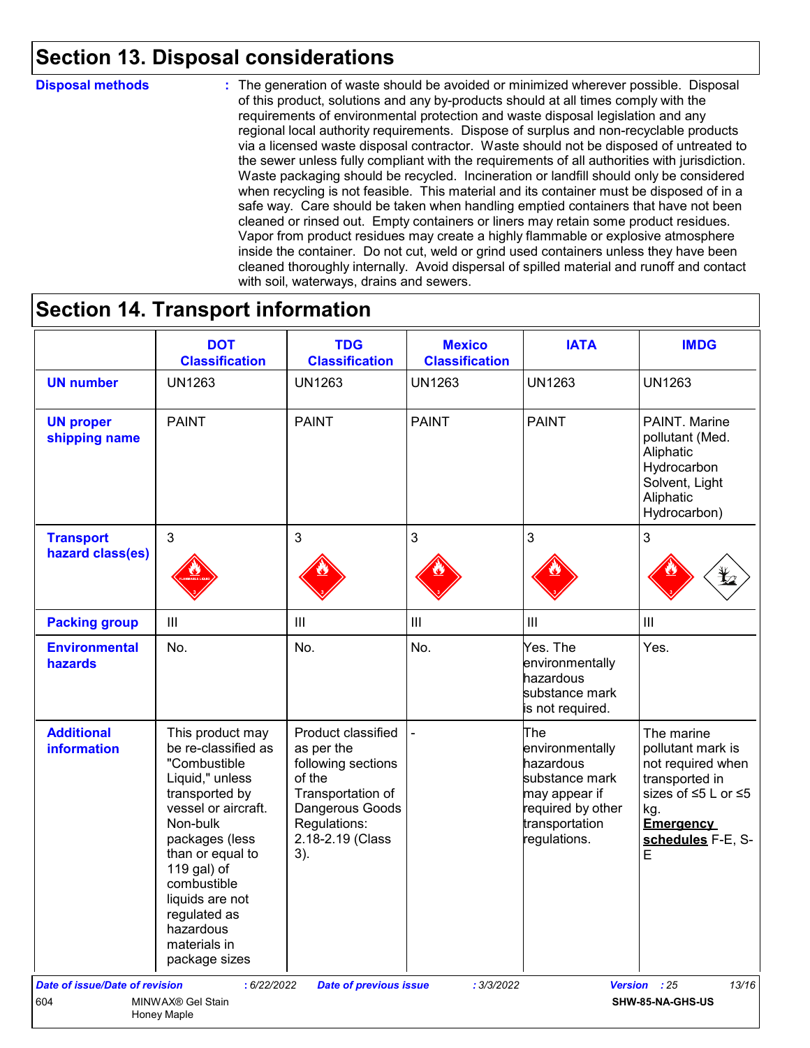## Section 13. Disposal considerations

**Disposal methods** : The generation of waste should be avoided or minimized wherever possible. Disposal of this product, solutions and any by-products should at all times comply with the requirements of environmental protection and waste disposal legislation and any regional local authority requirements. Dispose of surplus and non-recyclable products via a licensed waste disposal contractor. Waste should not be disposed of untreated to the sewer unless fully compliant with the requirements of all authorities with jurisdiction. Waste packaging should be recycled. Incineration or landfill should only be considered when recycling is not feasible. This material and its container must be disposed of in a safe way. Care should be taken when handling emptied containers that have not been cleaned or rinsed out. Empty containers or liners may retain some product residues. Vapor from product residues may create a highly flammable or explosive atmosphere inside the container. Do not cut, weld or grind used containers unless they have been cleaned thoroughly internally. Avoid dispersal of spilled material and runoff and contact with soil, waterways, drains and sewers.

## Section 14. Transport information

| | DOT Classification | TDG Classification | Mexico Classification | IATA | IMDG |
|---|---|---|---|---|---|
| **UN number** | UN1263 | UN1263 | UN1263 | UN1263 | UN1263 |
| **UN proper shipping name** | PAINT | PAINT | PAINT | PAINT | PAINT. Marine pollutant (Med. Aliphatic Hydrocarbon Solvent, Light Aliphatic Hydrocarbon) |
| **Transport hazard class(es)** | 3 | 3 | 3 | 3 | 3 |
| **Packing group** | III | III | III | III | III |
| **Environmental hazards** | No. | No. | No. | Yes. The environmentally hazardous substance mark is not required. | Yes. |
| **Additional information** | This product may be re-classified as "Combustible Liquid," unless transported by vessel or aircraft. Non-bulk packages (less than or equal to 119 gal) of combustible liquids are not regulated as hazardous materials in package sizes | Product classified as per the following sections of the Transportation of Dangerous Goods Regulations: 2.18-2.19 (Class 3). | - | The environmentally hazardous substance mark may appear if required by other transportation regulations. | The marine pollutant mark is not required when transported in sizes of ≤5 L or ≤5 kg. **Emergency schedules** F-E, S-E |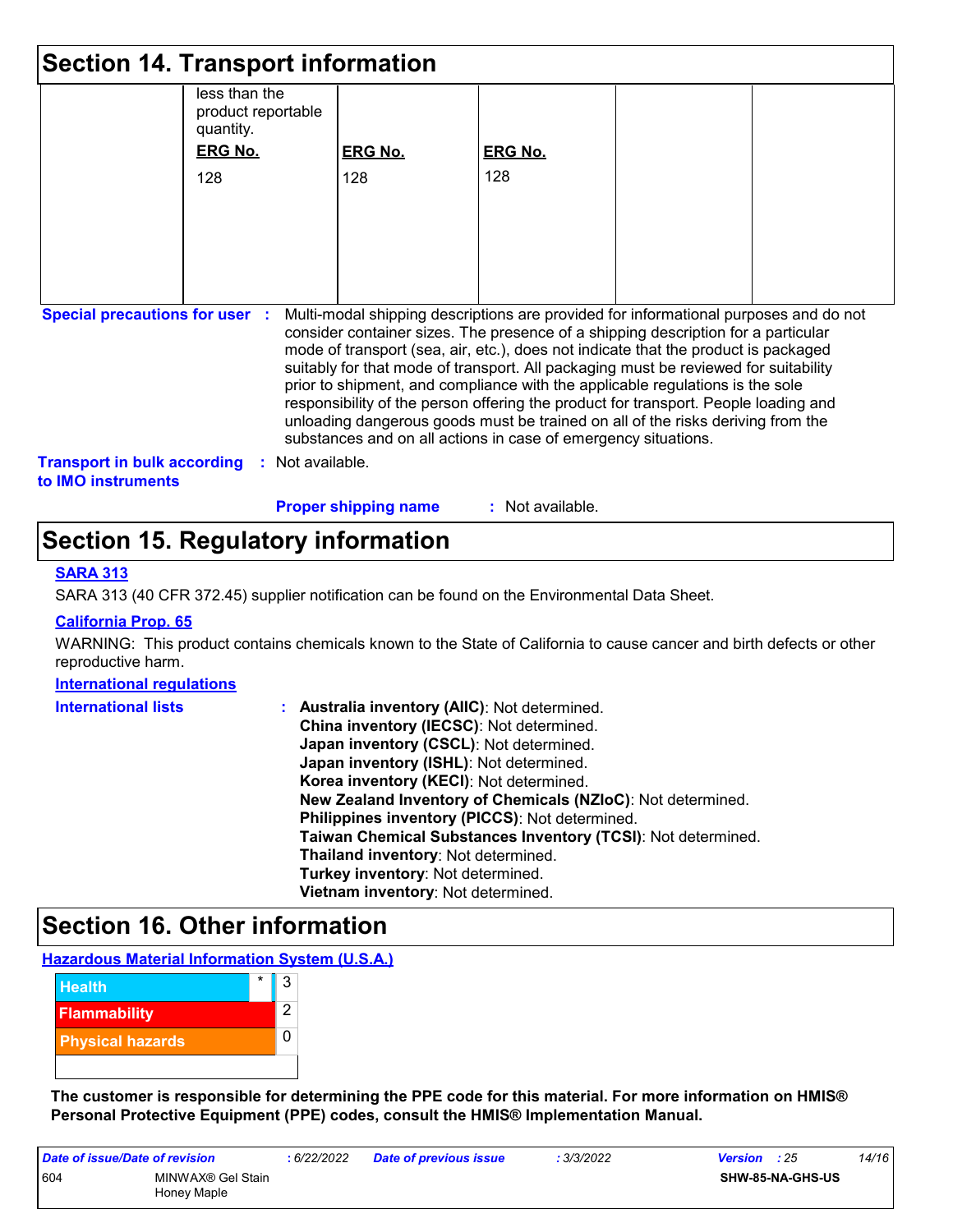## Section 14. Transport information

| | | | | | |
|---|---|---|---|---|---|
| | less than the product reportable quantity.<br>**ERG No.**<br>128 | **ERG No.**<br>128 | **ERG No.**<br>128 | | |

**Special precautions for user** : Multi-modal shipping descriptions are provided for informational purposes and do not consider container sizes. The presence of a shipping description for a particular mode of transport (sea, air, etc.), does not indicate that the product is packaged suitably for that mode of transport. All packaging must be reviewed for suitability prior to shipment, and compliance with the applicable regulations is the sole responsibility of the person offering the product for transport. People loading and unloading dangerous goods must be trained on all of the risks deriving from the substances and on all actions in case of emergency situations.

**Transport in bulk according to IMO instruments** : Not available.

**Proper shipping name** : Not available.

## Section 15. Regulatory information

**SARA 313**

SARA 313 (40 CFR 372.45) supplier notification can be found on the Environmental Data Sheet.

**California Prop. 65**

WARNING: This product contains chemicals known to the State of California to cause cancer and birth defects or other reproductive harm.

**International regulations**

**International lists** :
**Australia inventory (AIIC)**: Not determined.
**China inventory (IECSC)**: Not determined.
**Japan inventory (CSCL)**: Not determined.
**Japan inventory (ISHL)**: Not determined.
**Korea inventory (KECI)**: Not determined.
**New Zealand Inventory of Chemicals (NZIoC)**: Not determined.
**Philippines inventory (PICCS)**: Not determined.
**Taiwan Chemical Substances Inventory (TCSI)**: Not determined.
**Thailand inventory**: Not determined.
**Turkey inventory**: Not determined.
**Vietnam inventory**: Not determined.

## Section 16. Other information

**Hazardous Material Information System (U.S.A.)**

| | |
|---|---|
| Health * | 3 |
| Flammability | 2 |
| Physical hazards | 0 |

**The customer is responsible for determining the PPE code for this material. For more information on HMIS® Personal Protective Equipment (PPE) codes, consult the HMIS® Implementation Manual.**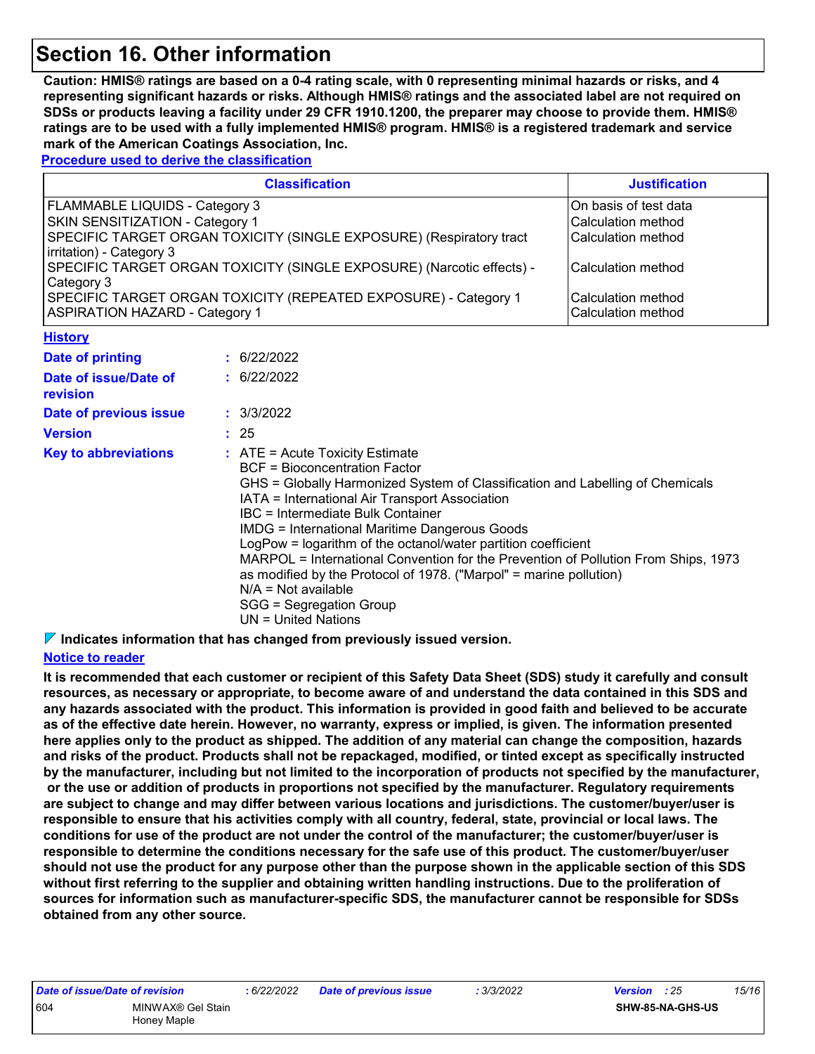# Section 16. Other information

**Caution: HMIS® ratings are based on a 0-4 rating scale, with 0 representing minimal hazards or risks, and 4 representing significant hazards or risks. Although HMIS® ratings and the associated label are not required on SDSs or products leaving a facility under 29 CFR 1910.1200, the preparer may choose to provide them. HMIS® ratings are to be used with a fully implemented HMIS® program. HMIS® is a registered trademark and service mark of the American Coatings Association, Inc.**

**Procedure used to derive the classification**

| Classification | Justification |
|---|---|
| FLAMMABLE LIQUIDS - Category 3 | On basis of test data |
| SKIN SENSITIZATION - Category 1 | Calculation method |
| SPECIFIC TARGET ORGAN TOXICITY (SINGLE EXPOSURE) (Respiratory tract irritation) - Category 3 | Calculation method |
| SPECIFIC TARGET ORGAN TOXICITY (SINGLE EXPOSURE) (Narcotic effects) - Category 3 | Calculation method |
| SPECIFIC TARGET ORGAN TOXICITY (REPEATED EXPOSURE) - Category 1 | Calculation method |
| ASPIRATION HAZARD - Category 1 | Calculation method |

**History**

**Date of printing** : 6/22/2022

**Date of issue/Date of revision** : 6/22/2022

**Date of previous issue** : 3/3/2022

**Version** : 25

**Key to abbreviations** :
- ATE = Acute Toxicity Estimate
- BCF = Bioconcentration Factor
- GHS = Globally Harmonized System of Classification and Labelling of Chemicals
- IATA = International Air Transport Association
- IBC = Intermediate Bulk Container
- IMDG = International Maritime Dangerous Goods
- LogPow = logarithm of the octanol/water partition coefficient
- MARPOL = International Convention for the Prevention of Pollution From Ships, 1973 as modified by the Protocol of 1978. ("Marpol" = marine pollution)
- N/A = Not available
- SGG = Segregation Group
- UN = United Nations

**Indicates information that has changed from previously issued version.**

**Notice to reader**

**It is recommended that each customer or recipient of this Safety Data Sheet (SDS) study it carefully and consult resources, as necessary or appropriate, to become aware of and understand the data contained in this SDS and any hazards associated with the product. This information is provided in good faith and believed to be accurate as of the effective date herein. However, no warranty, express or implied, is given. The information presented here applies only to the product as shipped. The addition of any material can change the composition, hazards and risks of the product. Products shall not be repackaged, modified, or tinted except as specifically instructed by the manufacturer, including but not limited to the incorporation of products not specified by the manufacturer, or the use or addition of products in proportions not specified by the manufacturer. Regulatory requirements are subject to change and may differ between various locations and jurisdictions. The customer/buyer/user is responsible to ensure that his activities comply with all country, federal, state, provincial or local laws. The conditions for use of the product are not under the control of the manufacturer; the customer/buyer/user is responsible to determine the conditions necessary for the safe use of this product. The customer/buyer/user should not use the product for any purpose other than the purpose shown in the applicable section of this SDS without first referring to the supplier and obtaining written handling instructions. Due to the proliferation of sources for information such as manufacturer-specific SDS, the manufacturer cannot be responsible for SDSs obtained from any other source.**